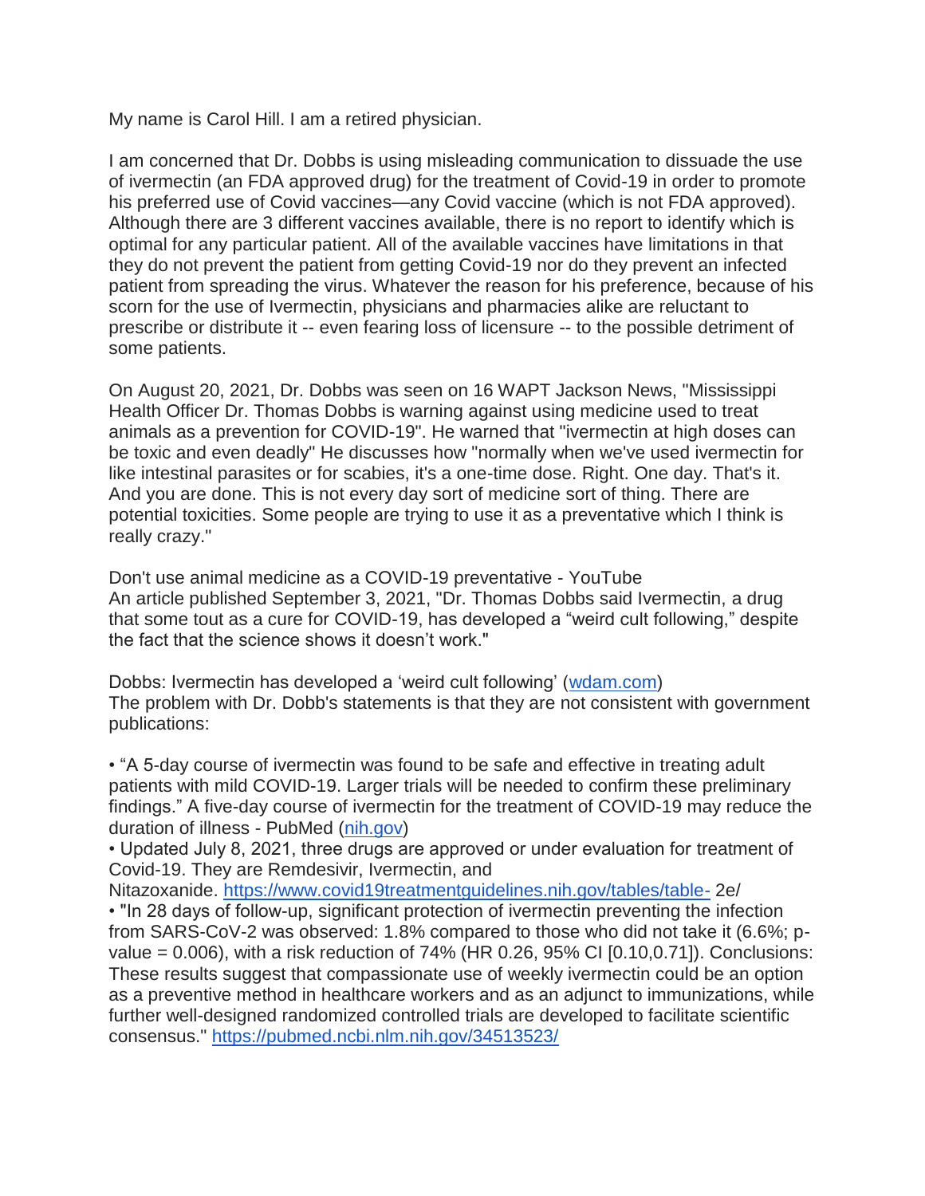My name is Carol Hill. I am a retired physician.

I am concerned that Dr. Dobbs is using misleading communication to dissuade the use of ivermectin (an FDA approved drug) for the treatment of Covid-19 in order to promote his preferred use of Covid vaccines—any Covid vaccine (which is not FDA approved). Although there are 3 different vaccines available, there is no report to identify which is optimal for any particular patient. All of the available vaccines have limitations in that they do not prevent the patient from getting Covid-19 nor do they prevent an infected patient from spreading the virus. Whatever the reason for his preference, because of his scorn for the use of Ivermectin, physicians and pharmacies alike are reluctant to prescribe or distribute it -- even fearing loss of licensure -- to the possible detriment of some patients.

On August 20, 2021, Dr. Dobbs was seen on 16 WAPT Jackson News, "Mississippi Health Officer Dr. Thomas Dobbs is warning against using medicine used to treat animals as a prevention for COVID-19". He warned that "ivermectin at high doses can be toxic and even deadly" He discusses how "normally when we've used ivermectin for like intestinal parasites or for scabies, it's a one-time dose. Right. One day. That's it. And you are done. This is not every day sort of medicine sort of thing. There are potential toxicities. Some people are trying to use it as a preventative which I think is really crazy."

Don't use animal medicine as a COVID-19 preventative - YouTube
An article published September 3, 2021, "Dr. Thomas Dobbs said Ivermectin, a drug that some tout as a cure for COVID-19, has developed a "weird cult following," despite the fact that the science shows it doesn't work."

Dobbs: Ivermectin has developed a 'weird cult following' (wdam.com)
The problem with Dr. Dobb's statements is that they are not consistent with government publications:

- "A 5-day course of ivermectin was found to be safe and effective in treating adult patients with mild COVID-19. Larger trials will be needed to confirm these preliminary findings." A five-day course of ivermectin for the treatment of COVID-19 may reduce the duration of illness - PubMed (nih.gov)
- Updated July 8, 2021, three drugs are approved or under evaluation for treatment of Covid-19. They are Remdesivir, Ivermectin, and Nitazoxanide. https://www.covid19treatmentguidelines.nih.gov/tables/table- 2e/
- "In 28 days of follow-up, significant protection of ivermectin preventing the infection from SARS-CoV-2 was observed: 1.8% compared to those who did not take it (6.6%; p-value = 0.006), with a risk reduction of 74% (HR 0.26, 95% CI [0.10,0.71]). Conclusions: These results suggest that compassionate use of weekly ivermectin could be an option as a preventive method in healthcare workers and as an adjunct to immunizations, while further well-designed randomized controlled trials are developed to facilitate scientific consensus." https://pubmed.ncbi.nlm.nih.gov/34513523/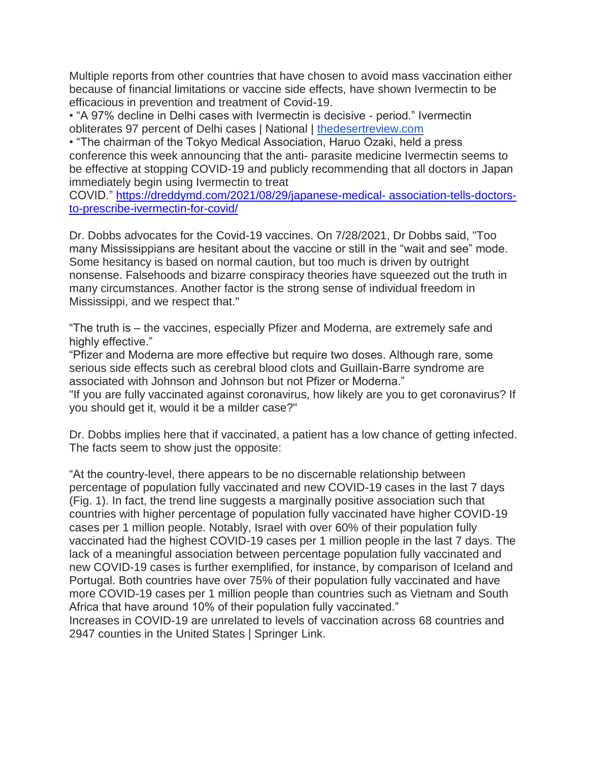Multiple reports from other countries that have chosen to avoid mass vaccination either because of financial limitations or vaccine side effects, have shown Ivermectin to be efficacious in prevention and treatment of Covid-19.

- "A 97% decline in Delhi cases with Ivermectin is decisive - period." Ivermectin obliterates 97 percent of Delhi cases | National | [thedesertreview.com](thedesertreview.com)
- "The chairman of the Tokyo Medical Association, Haruo Ozaki, held a press conference this week announcing that the anti- parasite medicine Ivermectin seems to be effective at stopping COVID-19 and publicly recommending that all doctors in Japan immediately begin using Ivermectin to treat COVID." [https://dreddymd.com/2021/08/29/japanese-medical- association-tells-doctors-to-prescribe-ivermectin-for-covid/](https://dreddymd.com/2021/08/29/japanese-medical-association-tells-doctors-to-prescribe-ivermectin-for-covid/)

Dr. Dobbs advocates for the Covid-19 vaccines. On 7/28/2021, Dr Dobbs said, "Too many Mississippians are hesitant about the vaccine or still in the "wait and see" mode. Some hesitancy is based on normal caution, but too much is driven by outright nonsense. Falsehoods and bizarre conspiracy theories have squeezed out the truth in many circumstances. Another factor is the strong sense of individual freedom in Mississippi, and we respect that."

"The truth is – the vaccines, especially Pfizer and Moderna, are extremely safe and highly effective."
"Pfizer and Moderna are more effective but require two doses. Although rare, some serious side effects such as cerebral blood clots and Guillain-Barre syndrome are associated with Johnson and Johnson but not Pfizer or Moderna."
"If you are fully vaccinated against coronavirus, how likely are you to get coronavirus? If you should get it, would it be a milder case?"

Dr. Dobbs implies here that if vaccinated, a patient has a low chance of getting infected. The facts seem to show just the opposite:

"At the country-level, there appears to be no discernable relationship between percentage of population fully vaccinated and new COVID-19 cases in the last 7 days (Fig. 1). In fact, the trend line suggests a marginally positive association such that countries with higher percentage of population fully vaccinated have higher COVID-19 cases per 1 million people. Notably, Israel with over 60% of their population fully vaccinated had the highest COVID-19 cases per 1 million people in the last 7 days. The lack of a meaningful association between percentage population fully vaccinated and new COVID-19 cases is further exemplified, for instance, by comparison of Iceland and Portugal. Both countries have over 75% of their population fully vaccinated and have more COVID-19 cases per 1 million people than countries such as Vietnam and South Africa that have around 10% of their population fully vaccinated."
Increases in COVID-19 are unrelated to levels of vaccination across 68 countries and 2947 counties in the United States | Springer Link.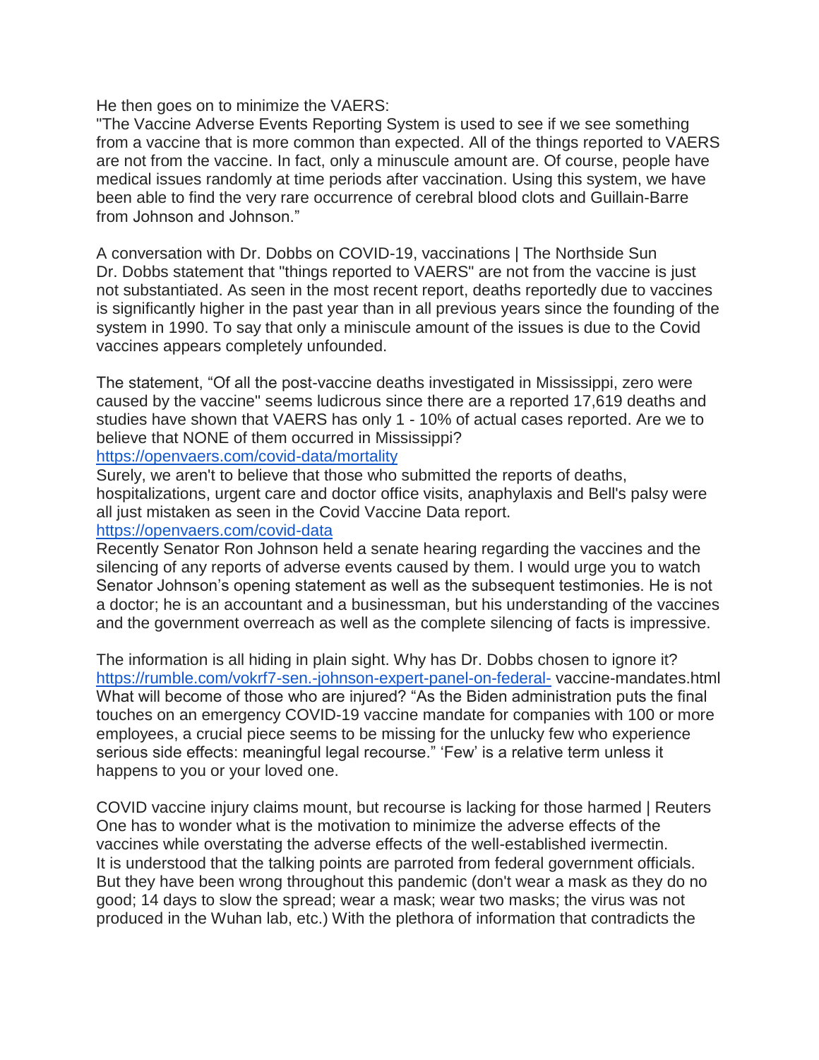He then goes on to minimize the VAERS:
"The Vaccine Adverse Events Reporting System is used to see if we see something from a vaccine that is more common than expected. All of the things reported to VAERS are not from the vaccine. In fact, only a minuscule amount are. Of course, people have medical issues randomly at time periods after vaccination. Using this system, we have been able to find the very rare occurrence of cerebral blood clots and Guillain-Barre from Johnson and Johnson."

A conversation with Dr. Dobbs on COVID-19, vaccinations | The Northside Sun
Dr. Dobbs statement that "things reported to VAERS" are not from the vaccine is just not substantiated. As seen in the most recent report, deaths reportedly due to vaccines is significantly higher in the past year than in all previous years since the founding of the system in 1990. To say that only a miniscule amount of the issues is due to the Covid vaccines appears completely unfounded.

The statement, "Of all the post-vaccine deaths investigated in Mississippi, zero were caused by the vaccine" seems ludicrous since there are a reported 17,619 deaths and studies have shown that VAERS has only 1 - 10% of actual cases reported. Are we to believe that NONE of them occurred in Mississippi?
https://openvaers.com/covid-data/mortality
Surely, we aren't to believe that those who submitted the reports of deaths, hospitalizations, urgent care and doctor office visits, anaphylaxis and Bell's palsy were all just mistaken as seen in the Covid Vaccine Data report.
https://openvaers.com/covid-data
Recently Senator Ron Johnson held a senate hearing regarding the vaccines and the silencing of any reports of adverse events caused by them. I would urge you to watch Senator Johnson's opening statement as well as the subsequent testimonies. He is not a doctor; he is an accountant and a businessman, but his understanding of the vaccines and the government overreach as well as the complete silencing of facts is impressive.

The information is all hiding in plain sight. Why has Dr. Dobbs chosen to ignore it?
https://rumble.com/vokrf7-sen.-johnson-expert-panel-on-federal- vaccine-mandates.html
What will become of those who are injured? "As the Biden administration puts the final touches on an emergency COVID-19 vaccine mandate for companies with 100 or more employees, a crucial piece seems to be missing for the unlucky few who experience serious side effects: meaningful legal recourse." 'Few' is a relative term unless it happens to you or your loved one.

COVID vaccine injury claims mount, but recourse is lacking for those harmed | Reuters
One has to wonder what is the motivation to minimize the adverse effects of the vaccines while overstating the adverse effects of the well-established ivermectin.
It is understood that the talking points are parroted from federal government officials. But they have been wrong throughout this pandemic (don't wear a mask as they do no good; 14 days to slow the spread; wear a mask; wear two masks; the virus was not produced in the Wuhan lab, etc.) With the plethora of information that contradicts the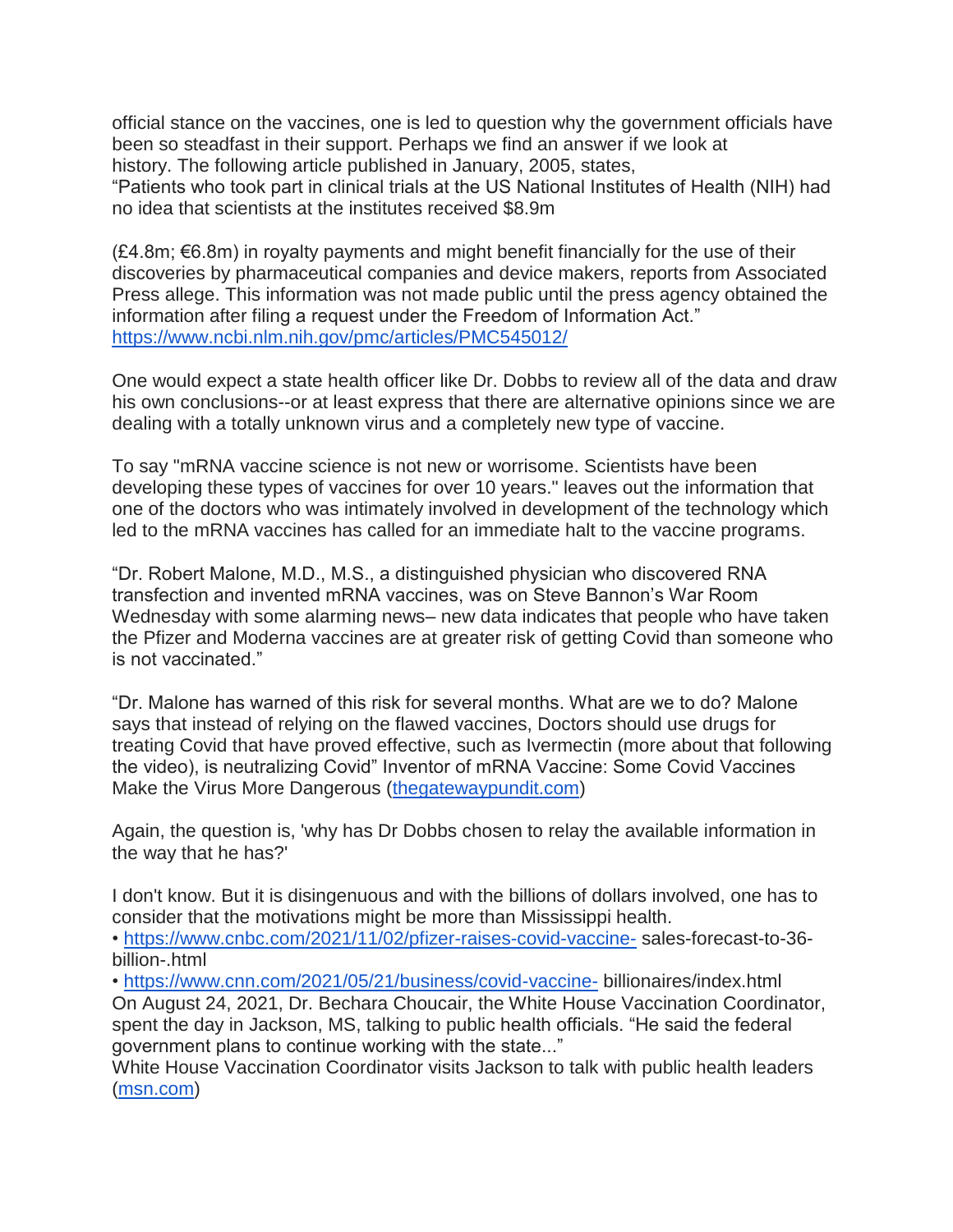official stance on the vaccines, one is led to question why the government officials have been so steadfast in their support. Perhaps we find an answer if we look at history. The following article published in January, 2005, states,
"Patients who took part in clinical trials at the US National Institutes of Health (NIH) had no idea that scientists at the institutes received $8.9m

(£4.8m; €6.8m) in royalty payments and might benefit financially for the use of their discoveries by pharmaceutical companies and device makers, reports from Associated Press allege. This information was not made public until the press agency obtained the information after filing a request under the Freedom of Information Act."
https://www.ncbi.nlm.nih.gov/pmc/articles/PMC545012/

One would expect a state health officer like Dr. Dobbs to review all of the data and draw his own conclusions--or at least express that there are alternative opinions since we are dealing with a totally unknown virus and a completely new type of vaccine.

To say "mRNA vaccine science is not new or worrisome. Scientists have been developing these types of vaccines for over 10 years." leaves out the information that one of the doctors who was intimately involved in development of the technology which led to the mRNA vaccines has called for an immediate halt to the vaccine programs.

"Dr. Robert Malone, M.D., M.S., a distinguished physician who discovered RNA transfection and invented mRNA vaccines, was on Steve Bannon's War Room Wednesday with some alarming news– new data indicates that people who have taken the Pfizer and Moderna vaccines are at greater risk of getting Covid than someone who is not vaccinated."

"Dr. Malone has warned of this risk for several months. What are we to do? Malone says that instead of relying on the flawed vaccines, Doctors should use drugs for treating Covid that have proved effective, such as Ivermectin (more about that following the video), is neutralizing Covid" Inventor of mRNA Vaccine: Some Covid Vaccines Make the Virus More Dangerous (thegatewaypundit.com)

Again, the question is, 'why has Dr Dobbs chosen to relay the available information in the way that he has?'

I don't know. But it is disingenuous and with the billions of dollars involved, one has to consider that the motivations might be more than Mississippi health.

- https://www.cnbc.com/2021/11/02/pfizer-raises-covid-vaccine- sales-forecast-to-36-billion-.html
- https://www.cnn.com/2021/05/21/business/covid-vaccine- billionaires/index.html

On August 24, 2021, Dr. Bechara Choucair, the White House Vaccination Coordinator, spent the day in Jackson, MS, talking to public health officials. "He said the federal government plans to continue working with the state..."
White House Vaccination Coordinator visits Jackson to talk with public health leaders (msn.com)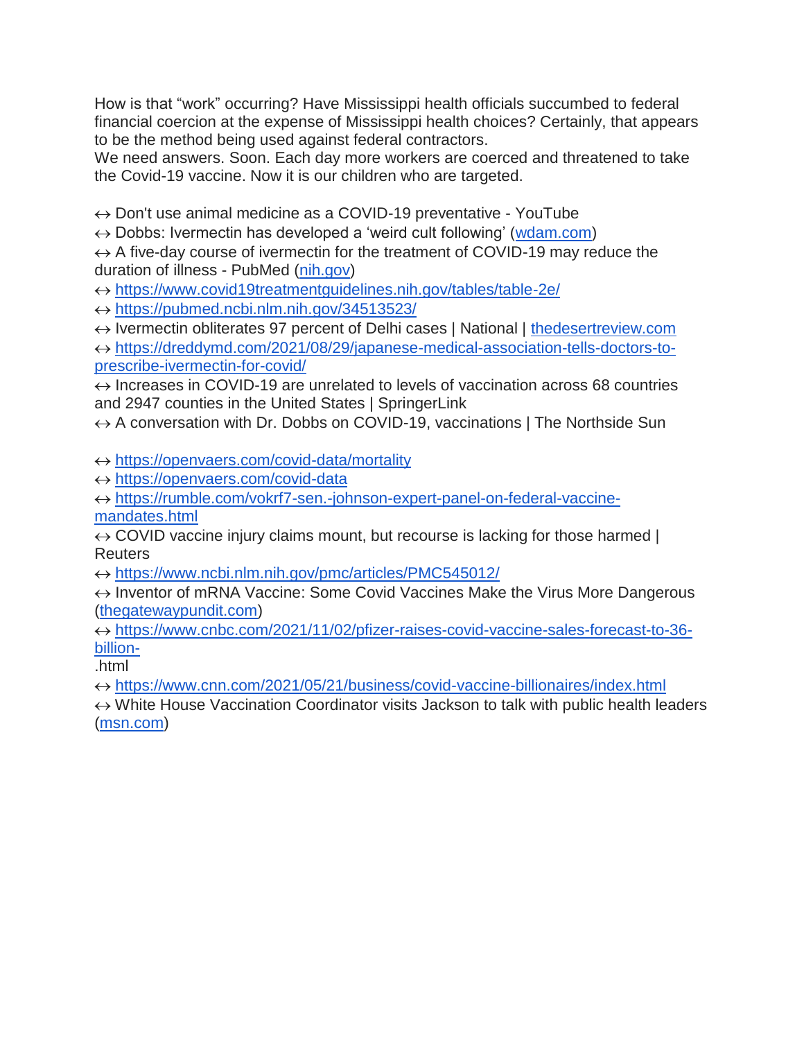How is that “work” occurring? Have Mississippi health officials succumbed to federal financial coercion at the expense of Mississippi health choices? Certainly, that appears to be the method being used against federal contractors.
We need answers. Soon. Each day more workers are coerced and threatened to take the Covid-19 vaccine. Now it is our children who are targeted.

↔ Don't use animal medicine as a COVID-19 preventative - YouTube
↔ Dobbs: Ivermectin has developed a ‘weird cult following’ (wdam.com)
↔ A five-day course of ivermectin for the treatment of COVID-19 may reduce the duration of illness - PubMed (nih.gov)
↔ https://www.covid19treatmentguidelines.nih.gov/tables/table-2e/
↔ https://pubmed.ncbi.nlm.nih.gov/34513523/
↔ Ivermectin obliterates 97 percent of Delhi cases | National | thedesertreview.com
↔ https://dreddymd.com/2021/08/29/japanese-medical-association-tells-doctors-to-prescribe-ivermectin-for-covid/
↔ Increases in COVID-19 are unrelated to levels of vaccination across 68 countries and 2947 counties in the United States | SpringerLink
↔ A conversation with Dr. Dobbs on COVID-19, vaccinations | The Northside Sun

↔ https://openvaers.com/covid-data/mortality
↔ https://openvaers.com/covid-data
↔ https://rumble.com/vokrf7-sen.-johnson-expert-panel-on-federal-vaccine-mandates.html
↔ COVID vaccine injury claims mount, but recourse is lacking for those harmed | Reuters
↔ https://www.ncbi.nlm.nih.gov/pmc/articles/PMC545012/
↔ Inventor of mRNA Vaccine: Some Covid Vaccines Make the Virus More Dangerous (thegatewaypundit.com)
↔ https://www.cnbc.com/2021/11/02/pfizer-raises-covid-vaccine-sales-forecast-to-36-billion-
.html
↔ https://www.cnn.com/2021/05/21/business/covid-vaccine-billionaires/index.html
↔ White House Vaccination Coordinator visits Jackson to talk with public health leaders (msn.com)